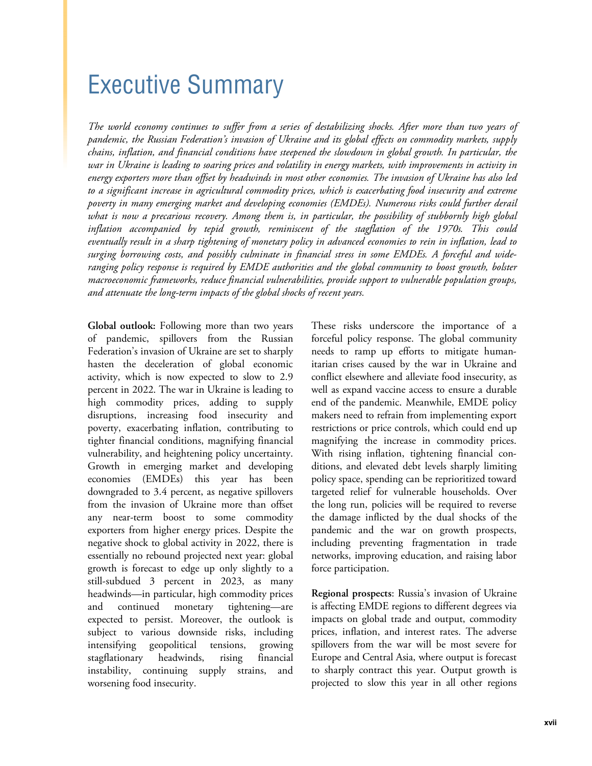# Executive Summary

*The world economy continues to suffer from a series of destabilizing shocks. After more than two years of pandemic, the Russian Federation's invasion of Ukraine and its global effects on commodity markets, supply chains, inflation, and financial conditions have steepened the slowdown in global growth. In particular, the war in Ukraine is leading to soaring prices and volatility in energy markets, with improvements in activity in energy exporters more than offset by headwinds in most other economies. The invasion of Ukraine has also led to a significant increase in agricultural commodity prices, which is exacerbating food insecurity and extreme poverty in many emerging market and developing economies (EMDEs). Numerous risks could further derail what is now a precarious recovery. Among them is, in particular, the possibility of stubbornly high global inflation accompanied by tepid growth, reminiscent of the stagflation of the 1970s. This could eventually result in a sharp tightening of monetary policy in advanced economies to rein in inflation, lead to surging borrowing costs, and possibly culminate in financial stress in some EMDEs. A forceful and wide-ranging policy response is required by EMDE authorities and the global community to boost growth, bolster macroeconomic frameworks, reduce financial vulnerabilities, provide support to vulnerable population groups, and attenuate the long-term impacts of the global shocks of recent years.*

**Global outlook:** Following more than two years of pandemic, spillovers from the Russian Federation's invasion of Ukraine are set to sharply hasten the deceleration of global economic activity, which is now expected to slow to 2.9 percent in 2022. The war in Ukraine is leading to high commodity prices, adding to supply disruptions, increasing food insecurity and poverty, exacerbating inflation, contributing to tighter financial conditions, magnifying financial vulnerability, and heightening policy uncertainty. Growth in emerging market and developing economies (EMDEs) this year has been downgraded to 3.4 percent, as negative spillovers from the invasion of Ukraine more than offset any near-term boost to some commodity exporters from higher energy prices. Despite the negative shock to global activity in 2022, there is essentially no rebound projected next year: global growth is forecast to edge up only slightly to a still-subdued 3 percent in 2023, as many headwinds—in particular, high commodity prices and continued monetary tightening—are expected to persist. Moreover, the outlook is subject to various downside risks, including intensifying geopolitical tensions, growing stagflationary headwinds, rising financial instability, continuing supply strains, and worsening food insecurity.

These risks underscore the importance of a forceful policy response. The global community needs to ramp up efforts to mitigate humanitarian crises caused by the war in Ukraine and conflict elsewhere and alleviate food insecurity, as well as expand vaccine access to ensure a durable end of the pandemic. Meanwhile, EMDE policy makers need to refrain from implementing export restrictions or price controls, which could end up magnifying the increase in commodity prices. With rising inflation, tightening financial conditions, and elevated debt levels sharply limiting policy space, spending can be reprioritized toward targeted relief for vulnerable households. Over the long run, policies will be required to reverse the damage inflicted by the dual shocks of the pandemic and the war on growth prospects, including preventing fragmentation in trade networks, improving education, and raising labor force participation.

**Regional prospects**: Russia's invasion of Ukraine is affecting EMDE regions to different degrees via impacts on global trade and output, commodity prices, inflation, and interest rates. The adverse spillovers from the war will be most severe for Europe and Central Asia, where output is forecast to sharply contract this year. Output growth is projected to slow this year in all other regions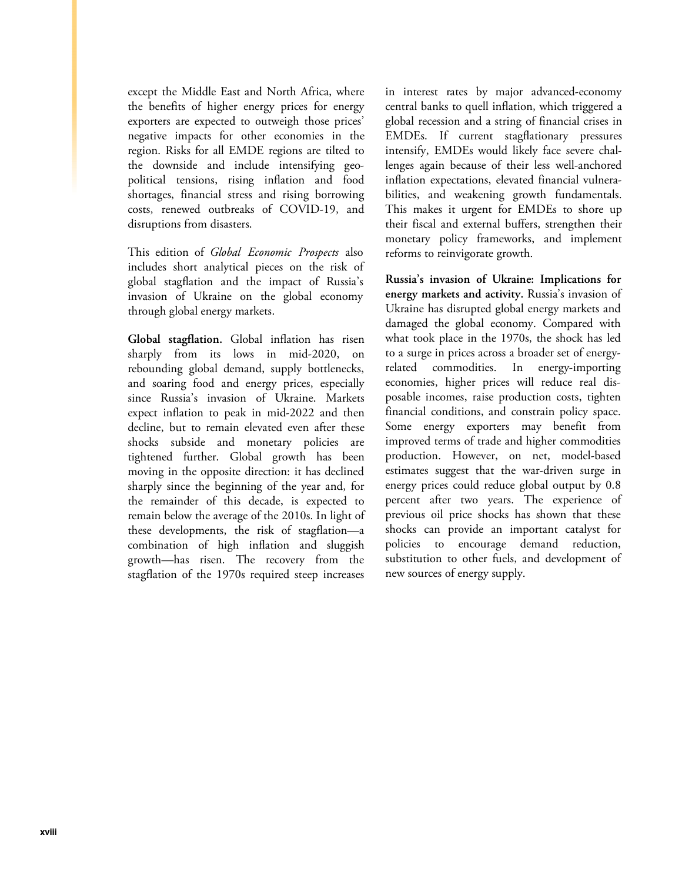except the Middle East and North Africa, where the benefits of higher energy prices for energy exporters are expected to outweigh those prices' negative impacts for other economies in the region. Risks for all EMDE regions are tilted to the downside and include intensifying geopolitical tensions, rising inflation and food shortages, financial stress and rising borrowing costs, renewed outbreaks of COVID-19, and disruptions from disasters.

This edition of *Global Economic Prospects* also includes short analytical pieces on the risk of global stagflation and the impact of Russia's invasion of Ukraine on the global economy through global energy markets.

**Global stagflation.** Global inflation has risen sharply from its lows in mid-2020, on rebounding global demand, supply bottlenecks, and soaring food and energy prices, especially since Russia's invasion of Ukraine. Markets expect inflation to peak in mid-2022 and then decline, but to remain elevated even after these shocks subside and monetary policies are tightened further. Global growth has been moving in the opposite direction: it has declined sharply since the beginning of the year and, for the remainder of this decade, is expected to remain below the average of the 2010s. In light of these developments, the risk of stagflation—a combination of high inflation and sluggish growth—has risen. The recovery from the stagflation of the 1970s required steep increases in interest rates by major advanced-economy central banks to quell inflation, which triggered a global recession and a string of financial crises in EMDEs. If current stagflationary pressures intensify, EMDEs would likely face severe challenges again because of their less well-anchored inflation expectations, elevated financial vulnerabilities, and weakening growth fundamentals. This makes it urgent for EMDEs to shore up their fiscal and external buffers, strengthen their monetary policy frameworks, and implement reforms to reinvigorate growth.

**Russia's invasion of Ukraine: Implications for energy markets and activity.** Russia's invasion of Ukraine has disrupted global energy markets and damaged the global economy. Compared with what took place in the 1970s, the shock has led to a surge in prices across a broader set of energy-related commodities. In energy-importing economies, higher prices will reduce real disposable incomes, raise production costs, tighten financial conditions, and constrain policy space. Some energy exporters may benefit from improved terms of trade and higher commodities production. However, on net, model-based estimates suggest that the war-driven surge in energy prices could reduce global output by 0.8 percent after two years. The experience of previous oil price shocks has shown that these shocks can provide an important catalyst for policies to encourage demand reduction, substitution to other fuels, and development of new sources of energy supply.